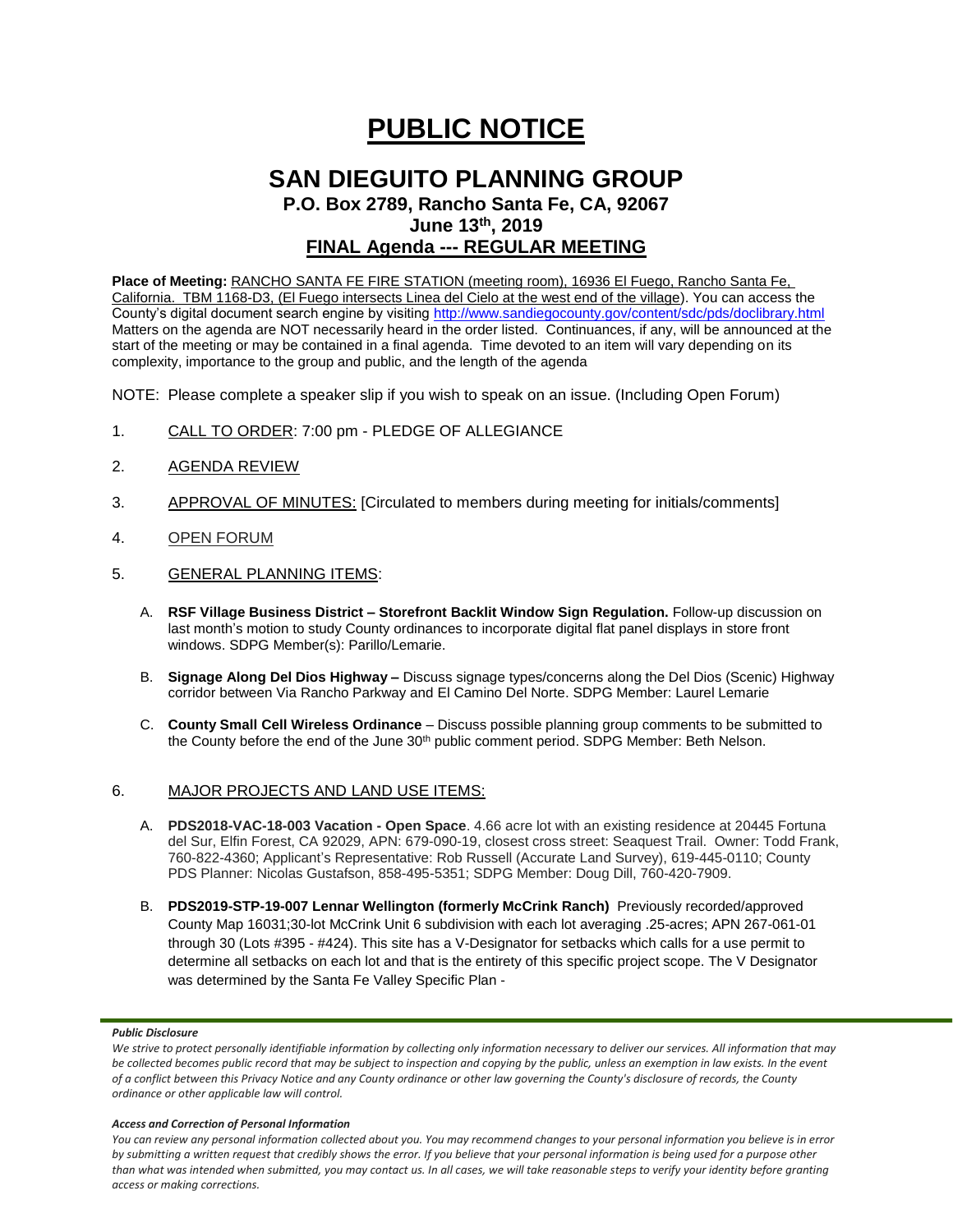# PUBLIC NOTICE

## SAN DIEGUITO PLANNING GROUP

### P.O. Box 2789, Rancho Santa Fe, CA, 92067

### June 13th, 2019

### FINAL Agenda --- REGULAR MEETING

**Place of Meeting:** RANCHO SANTA FE FIRE STATION (meeting room), 16936 El Fuego, Rancho Santa Fe, California. TBM 1168-D3, (El Fuego intersects Linea del Cielo at the west end of the village). You can access the County's digital document search engine by visiting http://www.sandiegocounty.gov/content/sdc/pds/doclibrary.html Matters on the agenda are NOT necessarily heard in the order listed. Continuances, if any, will be announced at the start of the meeting or may be contained in a final agenda. Time devoted to an item will vary depending on its complexity, importance to the group and public, and the length of the agenda

NOTE: Please complete a speaker slip if you wish to speak on an issue. (Including Open Forum)

1. CALL TO ORDER: 7:00 pm - PLEDGE OF ALLEGIANCE

2. AGENDA REVIEW

3. APPROVAL OF MINUTES: [Circulated to members during meeting for initials/comments]

4. OPEN FORUM

5. GENERAL PLANNING ITEMS:

   A. **RSF Village Business District – Storefront Backlit Window Sign Regulation.** Follow-up discussion on last month's motion to study County ordinances to incorporate digital flat panel displays in store front windows. SDPG Member(s): Parillo/Lemarie.

   B. **Signage Along Del Dios Highway –** Discuss signage types/concerns along the Del Dios (Scenic) Highway corridor between Via Rancho Parkway and El Camino Del Norte. SDPG Member: Laurel Lemarie

   C. **County Small Cell Wireless Ordinance** – Discuss possible planning group comments to be submitted to the County before the end of the June 30th public comment period. SDPG Member: Beth Nelson.

6. MAJOR PROJECTS AND LAND USE ITEMS:

   A. **PDS2018-VAC-18-003 Vacation - Open Space**. 4.66 acre lot with an existing residence at 20445 Fortuna del Sur, Elfin Forest, CA 92029, APN: 679-090-19, closest cross street: Seaquest Trail. Owner: Todd Frank, 760-822-4360; Applicant's Representative: Rob Russell (Accurate Land Survey), 619-445-0110; County PDS Planner: Nicolas Gustafson, 858-495-5351; SDPG Member: Doug Dill, 760-420-7909.

   B. **PDS2019-STP-19-007 Lennar Wellington (formerly McCrink Ranch)** Previously recorded/approved County Map 16031;30-lot McCrink Unit 6 subdivision with each lot averaging .25-acres; APN 267-061-01 through 30 (Lots #395 - #424). This site has a V-Designator for setbacks which calls for a use permit to determine all setbacks on each lot and that is the entirety of this specific project scope. The V Designator was determined by the Santa Fe Valley Specific Plan -

***Public Disclosure***

*We strive to protect personally identifiable information by collecting only information necessary to deliver our services. All information that may be collected becomes public record that may be subject to inspection and copying by the public, unless an exemption in law exists. In the event of a conflict between this Privacy Notice and any County ordinance or other law governing the County's disclosure of records, the County ordinance or other applicable law will control.*

***Access and Correction of Personal Information***

*You can review any personal information collected about you. You may recommend changes to your personal information you believe is in error by submitting a written request that credibly shows the error. If you believe that your personal information is being used for a purpose other than what was intended when submitted, you may contact us. In all cases, we will take reasonable steps to verify your identity before granting access or making corrections.*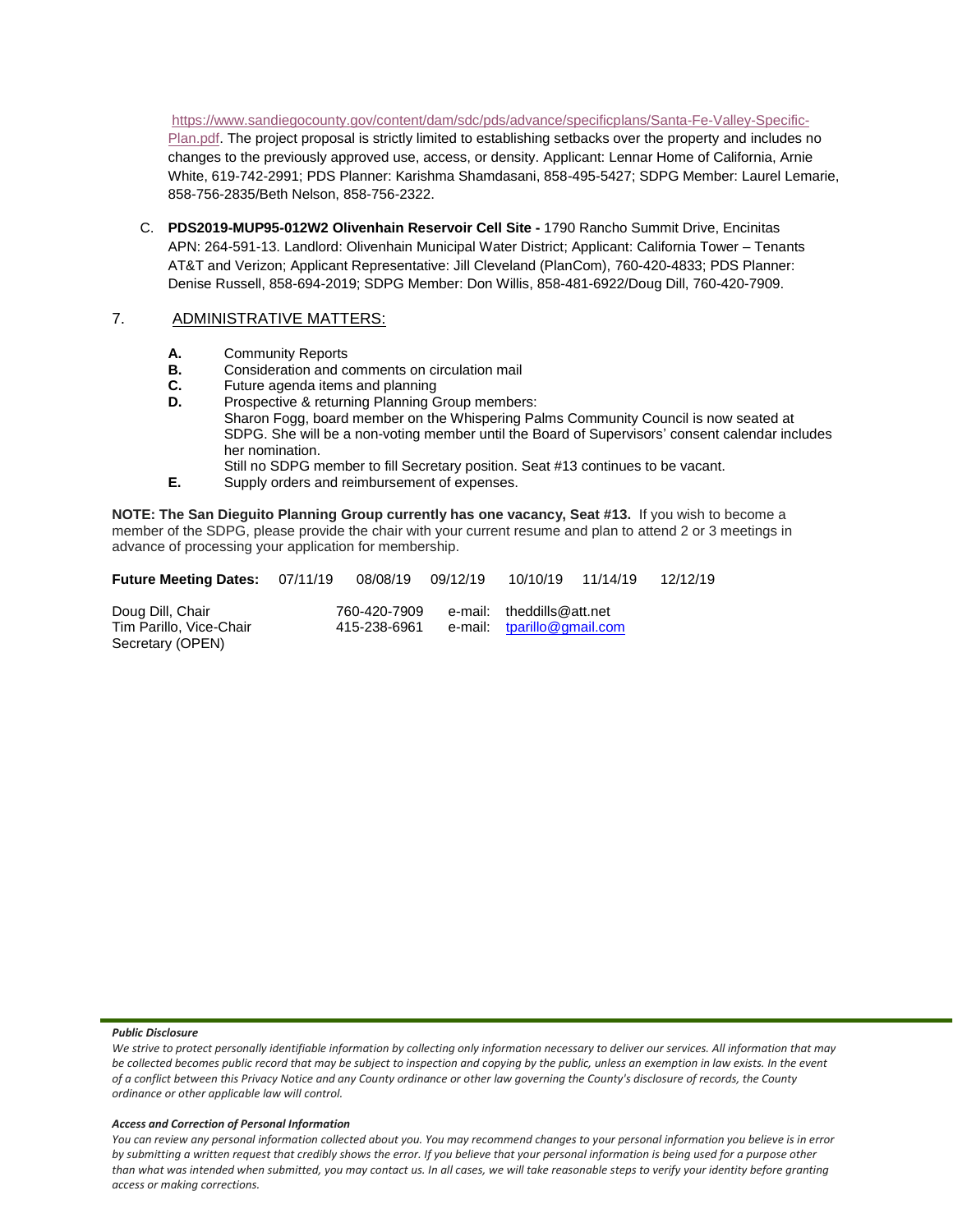https://www.sandiegocounty.gov/content/dam/sdc/pds/advance/specificplans/Santa-Fe-Valley-Specific-Plan.pdf. The project proposal is strictly limited to establishing setbacks over the property and includes no changes to the previously approved use, access, or density. Applicant: Lennar Home of California, Arnie White, 619-742-2991; PDS Planner: Karishma Shamdasani, 858-495-5427; SDPG Member: Laurel Lemarie, 858-756-2835/Beth Nelson, 858-756-2322.

C. **PDS2019-MUP95-012W2 Olivenhain Reservoir Cell Site -** 1790 Rancho Summit Drive, Encinitas APN: 264-591-13. Landlord: Olivenhain Municipal Water District; Applicant: California Tower – Tenants AT&T and Verizon; Applicant Representative: Jill Cleveland (PlanCom), 760-420-4833; PDS Planner: Denise Russell, 858-694-2019; SDPG Member: Don Willis, 858-481-6922/Doug Dill, 760-420-7909.

7. ADMINISTRATIVE MATTERS:

**A.** Community Reports

**B.** Consideration and comments on circulation mail

**C.** Future agenda items and planning

**D.** Prospective & returning Planning Group members:
Sharon Fogg, board member on the Whispering Palms Community Council is now seated at SDPG. She will be a non-voting member until the Board of Supervisors' consent calendar includes her nomination.
Still no SDPG member to fill Secretary position. Seat #13 continues to be vacant.

**E.** Supply orders and reimbursement of expenses.

**NOTE: The San Dieguito Planning Group currently has one vacancy, Seat #13.** If you wish to become a member of the SDPG, please provide the chair with your current resume and plan to attend 2 or 3 meetings in advance of processing your application for membership.

**Future Meeting Dates:** 07/11/19 08/08/19 09/12/19 10/10/19 11/14/19 12/12/19

Doug Dill, Chair 760-420-7909 e-mail: theddills@att.net
Tim Parillo, Vice-Chair 415-238-6961 e-mail: tparillo@gmail.com
Secretary (OPEN)

***Public Disclosure***

*We strive to protect personally identifiable information by collecting only information necessary to deliver our services. All information that may be collected becomes public record that may be subject to inspection and copying by the public, unless an exemption in law exists. In the event of a conflict between this Privacy Notice and any County ordinance or other law governing the County's disclosure of records, the County ordinance or other applicable law will control.*

***Access and Correction of Personal Information***

*You can review any personal information collected about you. You may recommend changes to your personal information you believe is in error by submitting a written request that credibly shows the error. If you believe that your personal information is being used for a purpose other than what was intended when submitted, you may contact us. In all cases, we will take reasonable steps to verify your identity before granting access or making corrections.*